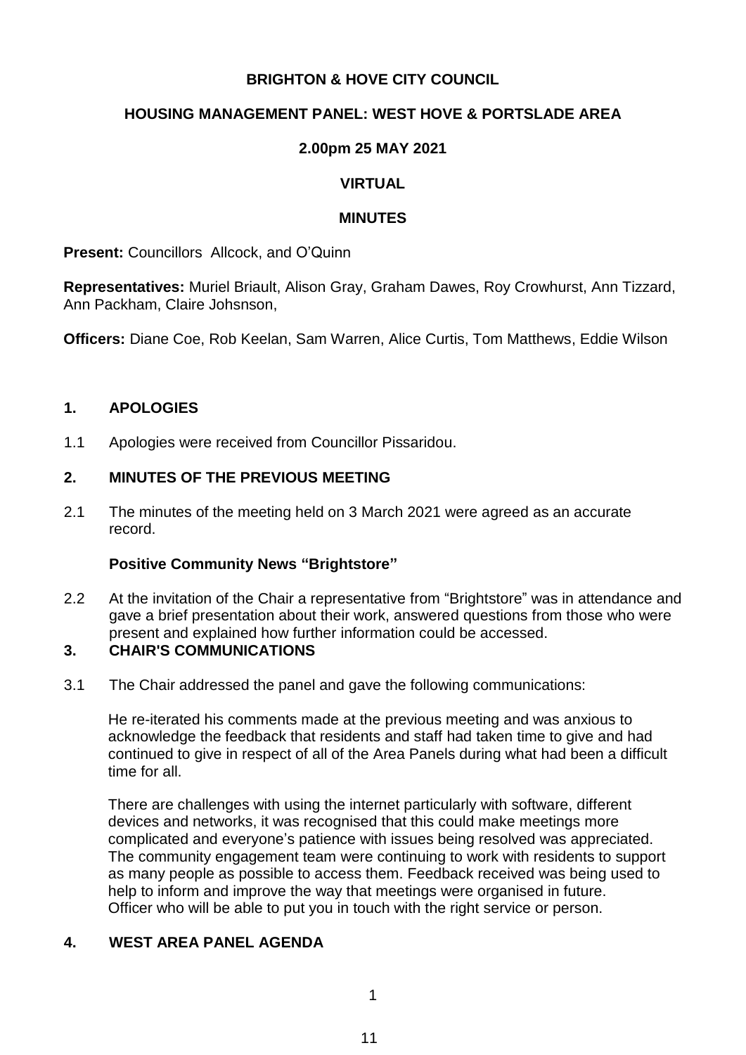**BRIGHTON & HOVE CITY COUNCIL**

**HOUSING MANAGEMENT PANEL: WEST HOVE & PORTSLADE AREA**

**2.00pm 25 MAY 2021**

**VIRTUAL**

**MINUTES**

**Present:** Councillors Allcock, and O'Quinn

**Representatives:** Muriel Briault, Alison Gray, Graham Dawes, Roy Crowhurst, Ann Tizzard, Ann Packham, Claire Johsnson,

**Officers:** Diane Coe, Rob Keelan, Sam Warren, Alice Curtis, Tom Matthews, Eddie Wilson

## 1. APOLOGIES

1.1 Apologies were received from Councillor Pissaridou.

## 2. MINUTES OF THE PREVIOUS MEETING

2.1 The minutes of the meeting held on 3 March 2021 were agreed as an accurate record.

**Positive Community News "Brightstore"**

2.2 At the invitation of the Chair a representative from "Brightstore" was in attendance and gave a brief presentation about their work, answered questions from those who were present and explained how further information could be accessed.

## 3. CHAIR'S COMMUNICATIONS

3.1 The Chair addressed the panel and gave the following communications:

He re-iterated his comments made at the previous meeting and was anxious to acknowledge the feedback that residents and staff had taken time to give and had continued to give in respect of all of the Area Panels during what had been a difficult time for all.

There are challenges with using the internet particularly with software, different devices and networks, it was recognised that this could make meetings more complicated and everyone's patience with issues being resolved was appreciated. The community engagement team were continuing to work with residents to support as many people as possible to access them. Feedback received was being used to help to inform and improve the way that meetings were organised in future. Officer who will be able to put you in touch with the right service or person.

## 4. WEST AREA PANEL AGENDA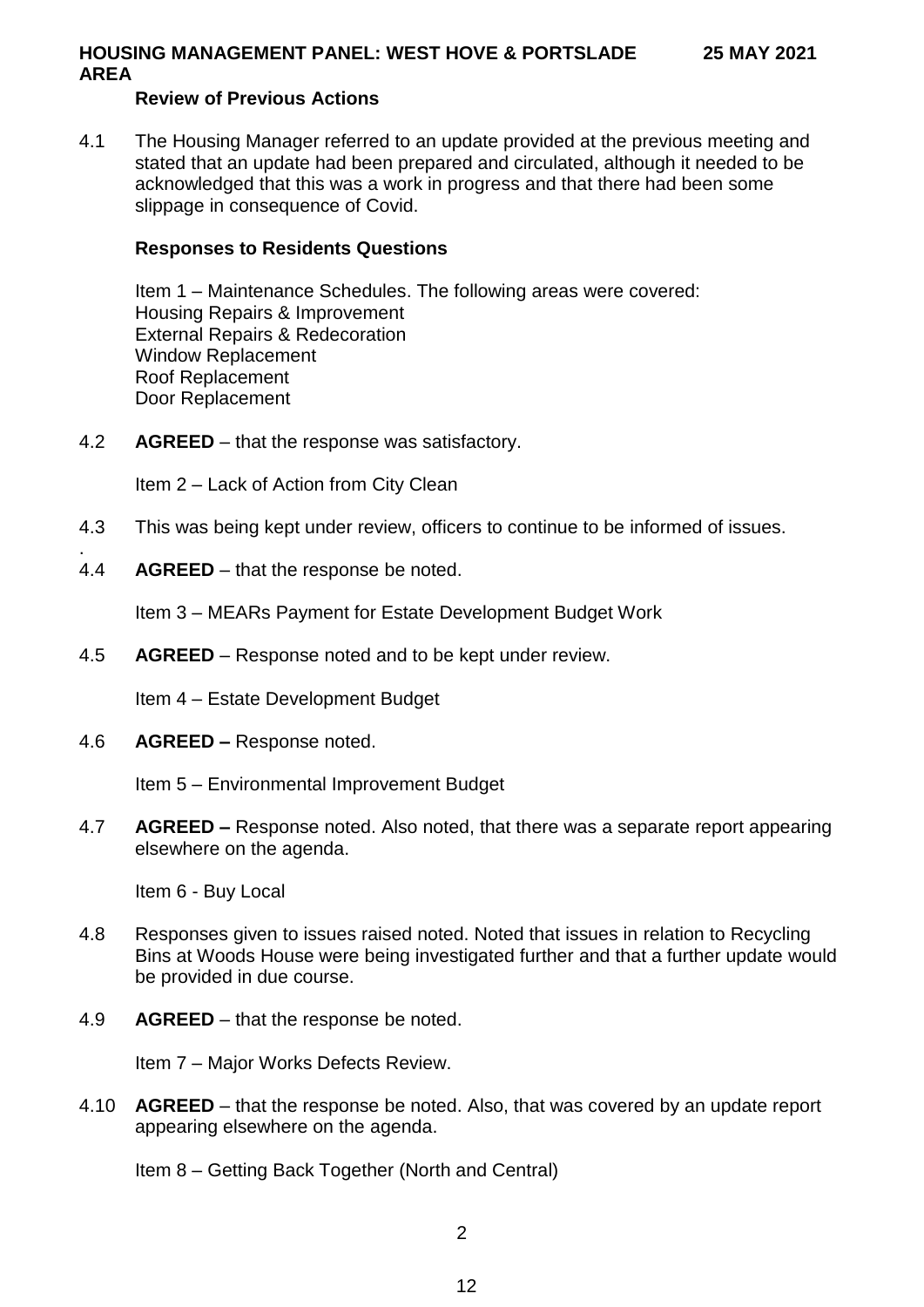### Review of Previous Actions

4.1 The Housing Manager referred to an update provided at the previous meeting and stated that an update had been prepared and circulated, although it needed to be acknowledged that this was a work in progress and that there had been some slippage in consequence of Covid.

### Responses to Residents Questions

Item 1 – Maintenance Schedules. The following areas were covered:
Housing Repairs & Improvement
External Repairs & Redecoration
Window Replacement
Roof Replacement
Door Replacement

4.2 **AGREED** – that the response was satisfactory.

Item 2 – Lack of Action from City Clean

4.3 This was being kept under review, officers to continue to be informed of issues.
.
4.4 **AGREED** – that the response be noted.

Item 3 – MEARs Payment for Estate Development Budget Work

4.5 **AGREED** – Response noted and to be kept under review.

Item 4 – Estate Development Budget

4.6 **AGREED –** Response noted.

Item 5 – Environmental Improvement Budget

4.7 **AGREED –** Response noted. Also noted, that there was a separate report appearing elsewhere on the agenda.

Item 6 - Buy Local

4.8 Responses given to issues raised noted. Noted that issues in relation to Recycling Bins at Woods House were being investigated further and that a further update would be provided in due course.

4.9 **AGREED** – that the response be noted.

Item 7 – Major Works Defects Review.

4.10 **AGREED** – that the response be noted. Also, that was covered by an update report appearing elsewhere on the agenda.

Item 8 – Getting Back Together (North and Central)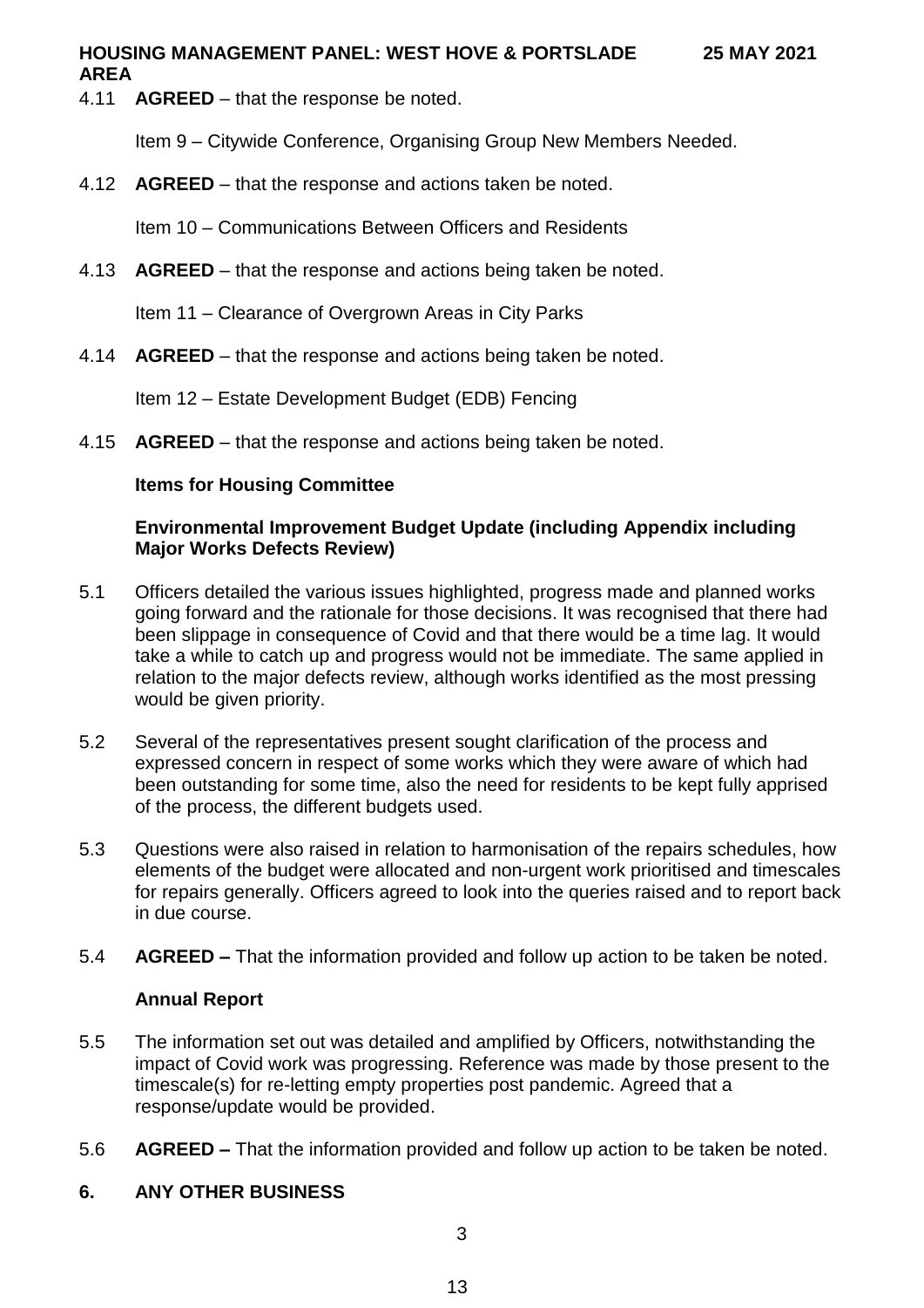4.11 **AGREED** – that the response be noted.

Item 9 – Citywide Conference, Organising Group New Members Needed.

4.12 **AGREED** – that the response and actions taken be noted.

Item 10 – Communications Between Officers and Residents

4.13 **AGREED** – that the response and actions being taken be noted.

Item 11 – Clearance of Overgrown Areas in City Parks

4.14 **AGREED** – that the response and actions being taken be noted.

Item 12 – Estate Development Budget (EDB) Fencing

4.15 **AGREED** – that the response and actions being taken be noted.

**Items for Housing Committee**

**Environmental Improvement Budget Update (including Appendix including Major Works Defects Review)**

5.1 Officers detailed the various issues highlighted, progress made and planned works going forward and the rationale for those decisions. It was recognised that there had been slippage in consequence of Covid and that there would be a time lag. It would take a while to catch up and progress would not be immediate. The same applied in relation to the major defects review, although works identified as the most pressing would be given priority.

5.2 Several of the representatives present sought clarification of the process and expressed concern in respect of some works which they were aware of which had been outstanding for some time, also the need for residents to be kept fully apprised of the process, the different budgets used.

5.3 Questions were also raised in relation to harmonisation of the repairs schedules, how elements of the budget were allocated and non-urgent work prioritised and timescales for repairs generally. Officers agreed to look into the queries raised and to report back in due course.

5.4 **AGREED –** That the information provided and follow up action to be taken be noted.

**Annual Report**

5.5 The information set out was detailed and amplified by Officers, notwithstanding the impact of Covid work was progressing. Reference was made by those present to the timescale(s) for re-letting empty properties post pandemic. Agreed that a response/update would be provided.

5.6 **AGREED –** That the information provided and follow up action to be taken be noted.

## 6. ANY OTHER BUSINESS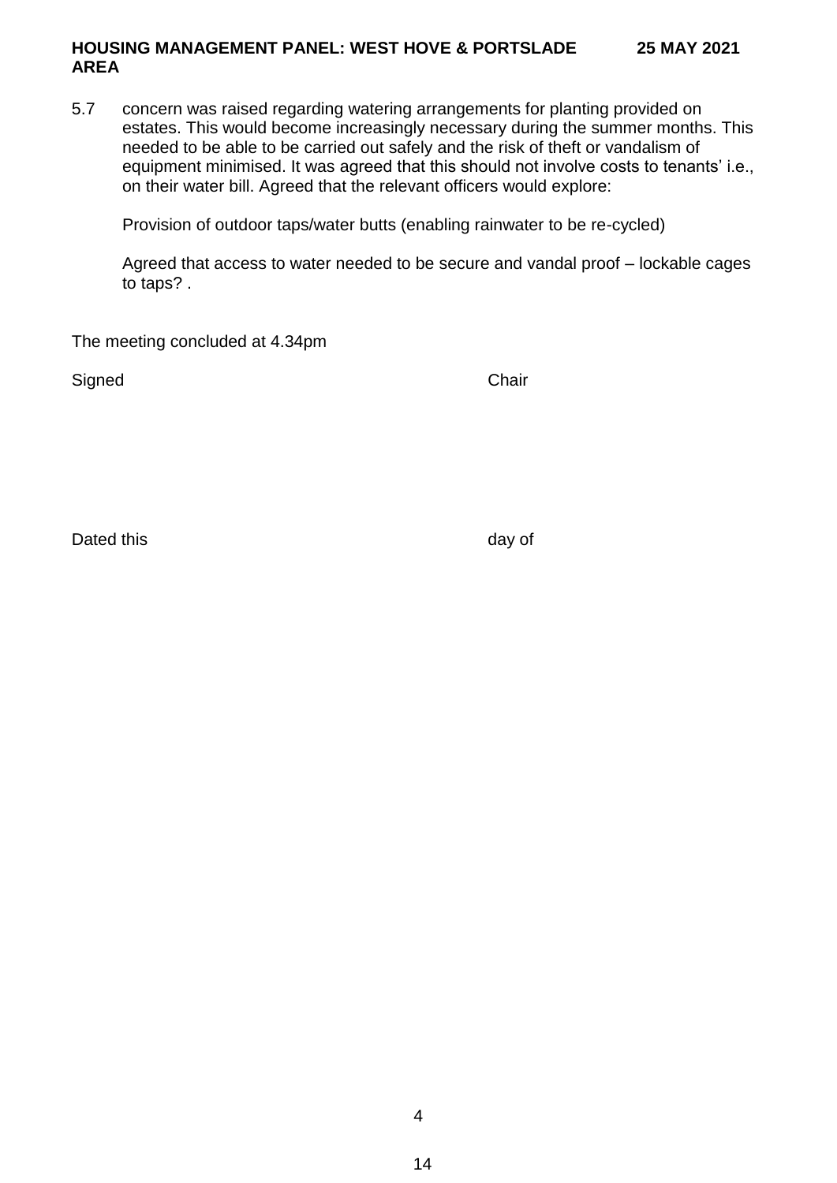5.7 concern was raised regarding watering arrangements for planting provided on estates. This would become increasingly necessary during the summer months. This needed to be able to be carried out safely and the risk of theft or vandalism of equipment minimised. It was agreed that this should not involve costs to tenants' i.e., on their water bill. Agreed that the relevant officers would explore:

Provision of outdoor taps/water butts (enabling rainwater to be re-cycled)

Agreed that access to water needed to be secure and vandal proof – lockable cages to taps? .

The meeting concluded at 4.34pm

Signed Chair

Dated this day of